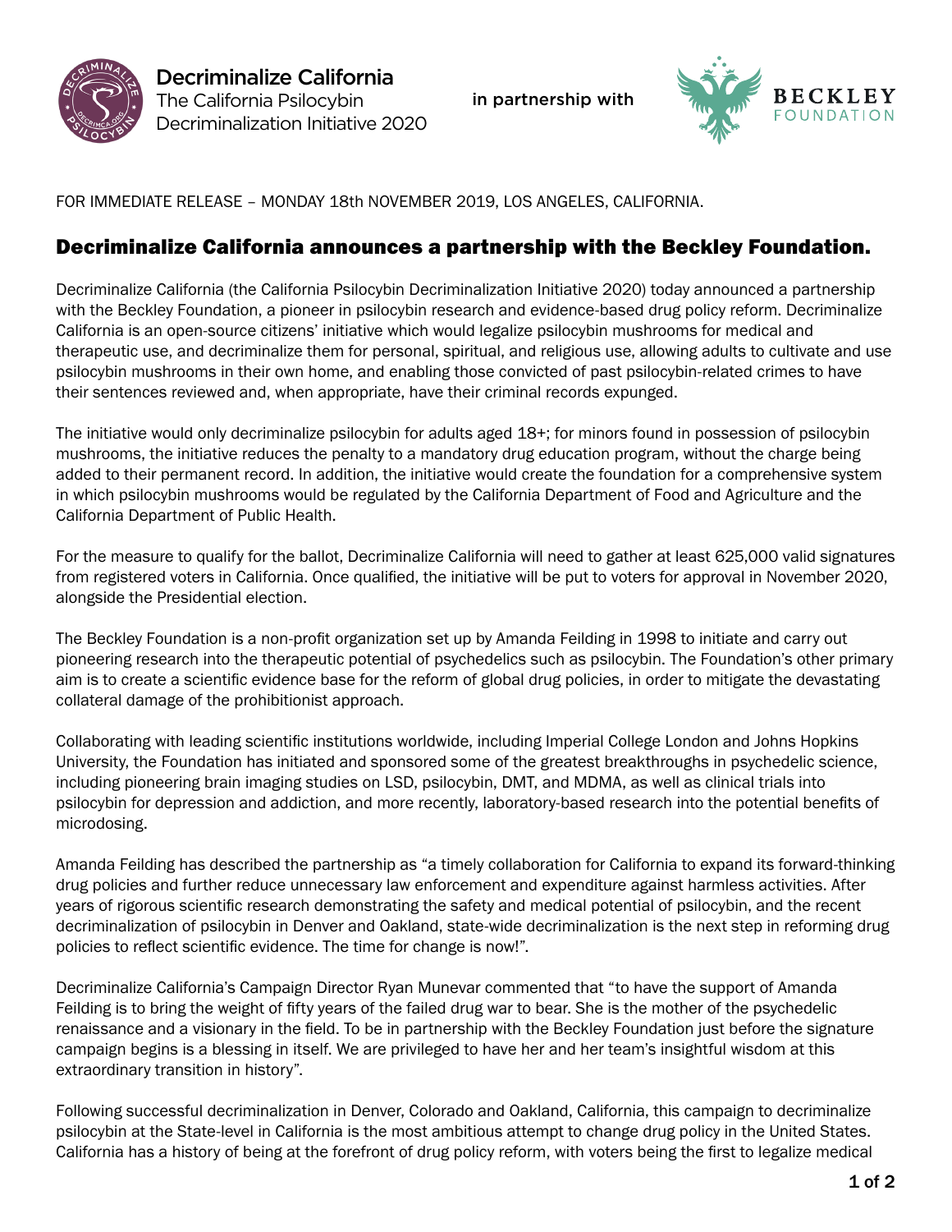**Decriminalize California**
The California Psilocybin Decriminalization Initiative 2020

in partnership with

**BECKLEY FOUNDATION**

FOR IMMEDIATE RELEASE – MONDAY 18th NOVEMBER 2019, LOS ANGELES, CALIFORNIA.

## Decriminalize California announces a partnership with the Beckley Foundation.

Decriminalize California (the California Psilocybin Decriminalization Initiative 2020) today announced a partnership with the Beckley Foundation, a pioneer in psilocybin research and evidence-based drug policy reform. Decriminalize California is an open-source citizens' initiative which would legalize psilocybin mushrooms for medical and therapeutic use, and decriminalize them for personal, spiritual, and religious use, allowing adults to cultivate and use psilocybin mushrooms in their own home, and enabling those convicted of past psilocybin-related crimes to have their sentences reviewed and, when appropriate, have their criminal records expunged.

The initiative would only decriminalize psilocybin for adults aged 18+; for minors found in possession of psilocybin mushrooms, the initiative reduces the penalty to a mandatory drug education program, without the charge being added to their permanent record. In addition, the initiative would create the foundation for a comprehensive system in which psilocybin mushrooms would be regulated by the California Department of Food and Agriculture and the California Department of Public Health.

For the measure to qualify for the ballot, Decriminalize California will need to gather at least 625,000 valid signatures from registered voters in California. Once qualified, the initiative will be put to voters for approval in November 2020, alongside the Presidential election.

The Beckley Foundation is a non-profit organization set up by Amanda Feilding in 1998 to initiate and carry out pioneering research into the therapeutic potential of psychedelics such as psilocybin. The Foundation's other primary aim is to create a scientific evidence base for the reform of global drug policies, in order to mitigate the devastating collateral damage of the prohibitionist approach.

Collaborating with leading scientific institutions worldwide, including Imperial College London and Johns Hopkins University, the Foundation has initiated and sponsored some of the greatest breakthroughs in psychedelic science, including pioneering brain imaging studies on LSD, psilocybin, DMT, and MDMA, as well as clinical trials into psilocybin for depression and addiction, and more recently, laboratory-based research into the potential benefits of microdosing.

Amanda Feilding has described the partnership as "a timely collaboration for California to expand its forward-thinking drug policies and further reduce unnecessary law enforcement and expenditure against harmless activities. After years of rigorous scientific research demonstrating the safety and medical potential of psilocybin, and the recent decriminalization of psilocybin in Denver and Oakland, state-wide decriminalization is the next step in reforming drug policies to reflect scientific evidence. The time for change is now!".

Decriminalize California's Campaign Director Ryan Munevar commented that "to have the support of Amanda Feilding is to bring the weight of fifty years of the failed drug war to bear. She is the mother of the psychedelic renaissance and a visionary in the field. To be in partnership with the Beckley Foundation just before the signature campaign begins is a blessing in itself. We are privileged to have her and her team's insightful wisdom at this extraordinary transition in history".

Following successful decriminalization in Denver, Colorado and Oakland, California, this campaign to decriminalize psilocybin at the State-level in California is the most ambitious attempt to change drug policy in the United States. California has a history of being at the forefront of drug policy reform, with voters being the first to legalize medical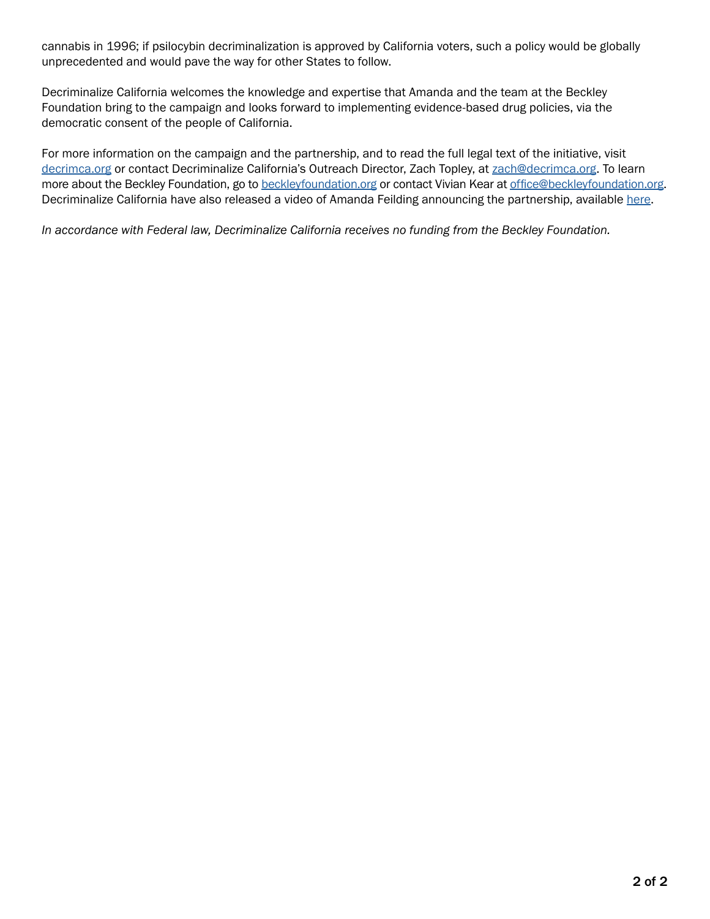cannabis in 1996; if psilocybin decriminalization is approved by California voters, such a policy would be globally unprecedented and would pave the way for other States to follow.

Decriminalize California welcomes the knowledge and expertise that Amanda and the team at the Beckley Foundation bring to the campaign and looks forward to implementing evidence-based drug policies, via the democratic consent of the people of California.

For more information on the campaign and the partnership, and to read the full legal text of the initiative, visit [decrimca.org](decrimca.org) or contact Decriminalize California's Outreach Director, Zach Topley, at [zach@decrimca.org](mailto:zach@decrimca.org). To learn more about the Beckley Foundation, go to [beckleyfoundation.org](beckleyfoundation.org) or contact Vivian Kear at [office@beckleyfoundation.org](mailto:office@beckleyfoundation.org). Decriminalize California have also released a video of Amanda Feilding announcing the partnership, available here.

*In accordance with Federal law, Decriminalize California receives no funding from the Beckley Foundation.*